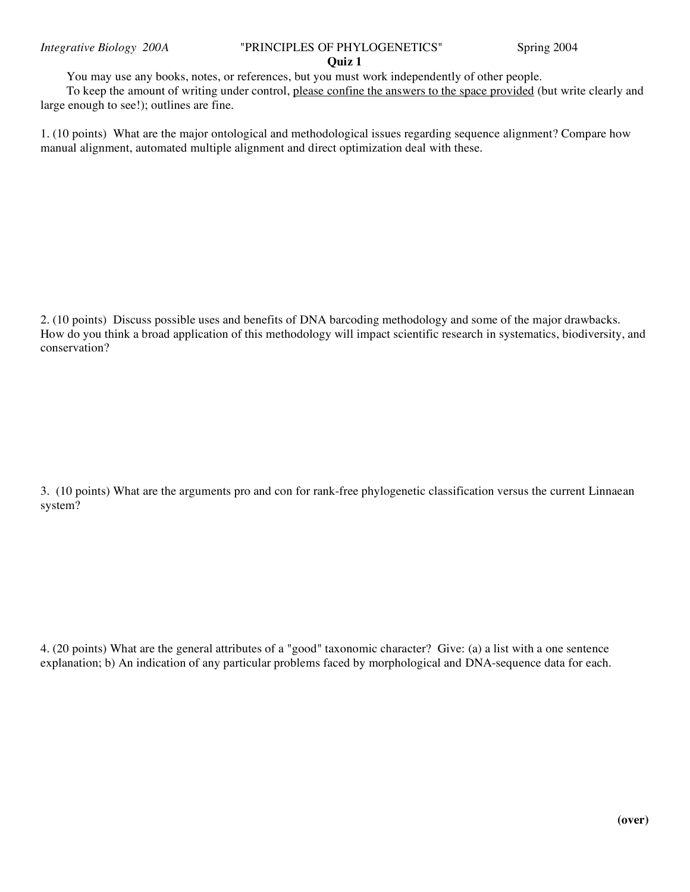*Integrative Biology 200A* "PRINCIPLES OF PHYLOGENETICS" Spring 2004

**Quiz 1**

You may use any books, notes, or references, but you must work independently of other people.

To keep the amount of writing under control, <u>please confine the answers to the space provided</u> (but write clearly and large enough to see!); outlines are fine.

1. (10 points) What are the major ontological and methodological issues regarding sequence alignment? Compare how manual alignment, automated multiple alignment and direct optimization deal with these.

2. (10 points) Discuss possible uses and benefits of DNA barcoding methodology and some of the major drawbacks. How do you think a broad application of this methodology will impact scientific research in systematics, biodiversity, and conservation?

3. (10 points) What are the arguments pro and con for rank-free phylogenetic classification versus the current Linnaean system?

4. (20 points) What are the general attributes of a "good" taxonomic character? Give: (a) a list with a one sentence explanation; b) An indication of any particular problems faced by morphological and DNA-sequence data for each.

**(over)**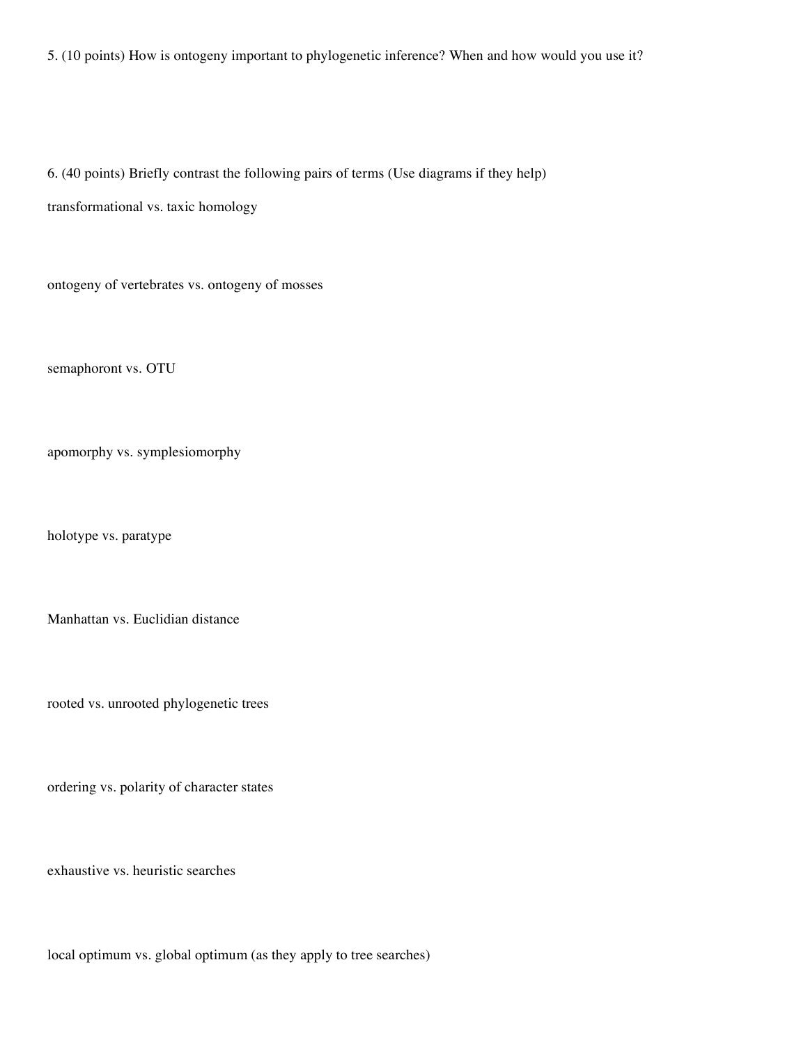5. (10 points) How is ontogeny important to phylogenetic inference? When and how would you use it?

6. (40 points) Briefly contrast the following pairs of terms (Use diagrams if they help)

transformational vs. taxic homology

ontogeny of vertebrates vs. ontogeny of mosses

semaphoront vs. OTU

apomorphy vs. symplesiomorphy

holotype vs. paratype

Manhattan vs. Euclidian distance

rooted vs. unrooted phylogenetic trees

ordering vs. polarity of character states

exhaustive vs. heuristic searches

local optimum vs. global optimum (as they apply to tree searches)